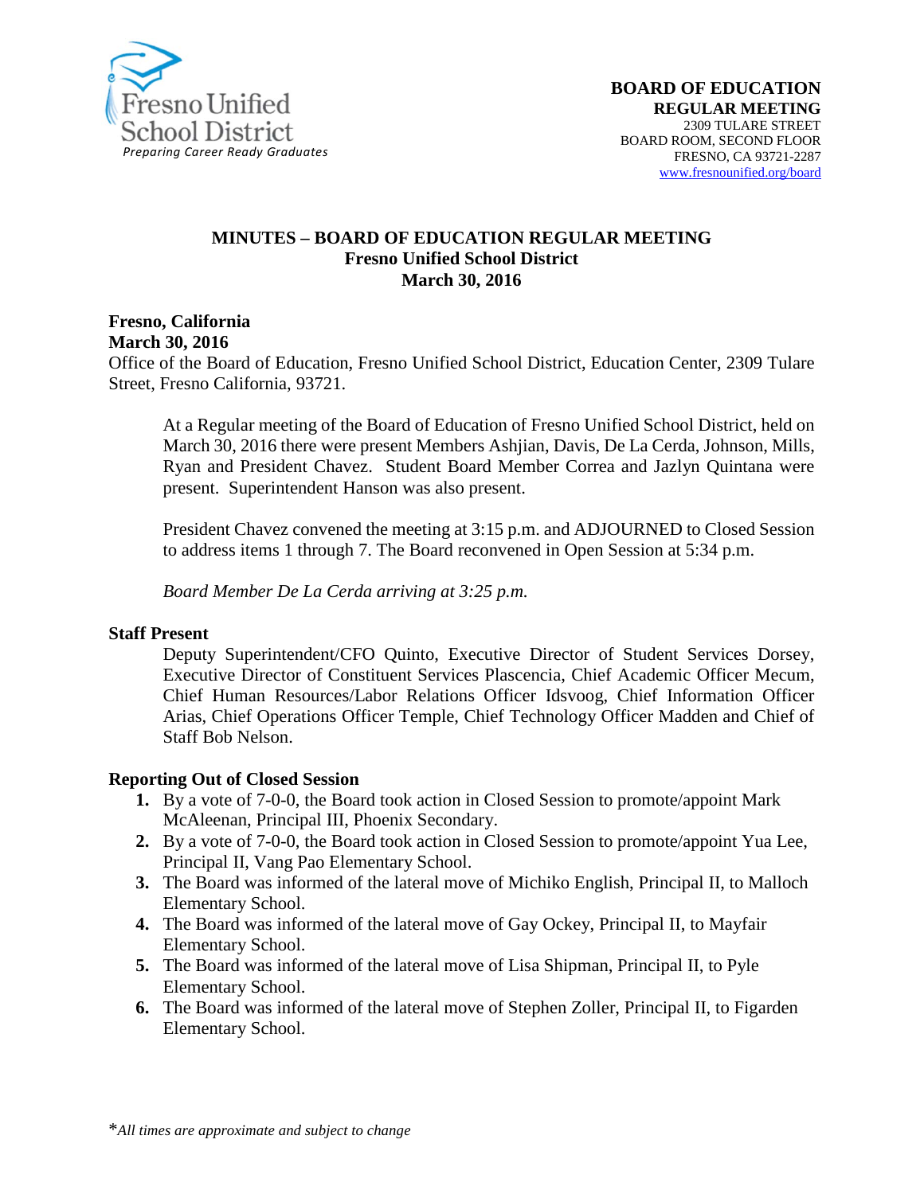Fresno Unified School District
*Preparing Career Ready Graduates*

**BOARD OF EDUCATION**
**REGULAR MEETING**
2309 TULARE STREET
BOARD ROOM, SECOND FLOOR
FRESNO, CA 93721-2287
www.fresnounified.org/board

# MINUTES – BOARD OF EDUCATION REGULAR MEETING
## Fresno Unified School District
## March 30, 2016

**Fresno, California**
**March 30, 2016**
Office of the Board of Education, Fresno Unified School District, Education Center, 2309 Tulare Street, Fresno California, 93721.

At a Regular meeting of the Board of Education of Fresno Unified School District, held on March 30, 2016 there were present Members Ashjian, Davis, De La Cerda, Johnson, Mills, Ryan and President Chavez. Student Board Member Correa and Jazlyn Quintana were present. Superintendent Hanson was also present.

President Chavez convened the meeting at 3:15 p.m. and ADJOURNED to Closed Session to address items 1 through 7. The Board reconvened in Open Session at 5:34 p.m.

*Board Member De La Cerda arriving at 3:25 p.m.*

**Staff Present**

Deputy Superintendent/CFO Quinto, Executive Director of Student Services Dorsey, Executive Director of Constituent Services Plascencia, Chief Academic Officer Mecum, Chief Human Resources/Labor Relations Officer Idsvoog, Chief Information Officer Arias, Chief Operations Officer Temple, Chief Technology Officer Madden and Chief of Staff Bob Nelson.

**Reporting Out of Closed Session**

1. By a vote of 7-0-0, the Board took action in Closed Session to promote/appoint Mark McAleenan, Principal III, Phoenix Secondary.
2. By a vote of 7-0-0, the Board took action in Closed Session to promote/appoint Yua Lee, Principal II, Vang Pao Elementary School.
3. The Board was informed of the lateral move of Michiko English, Principal II, to Malloch Elementary School.
4. The Board was informed of the lateral move of Gay Ockey, Principal II, to Mayfair Elementary School.
5. The Board was informed of the lateral move of Lisa Shipman, Principal II, to Pyle Elementary School.
6. The Board was informed of the lateral move of Stephen Zoller, Principal II, to Figarden Elementary School.

**All times are approximate and subject to change*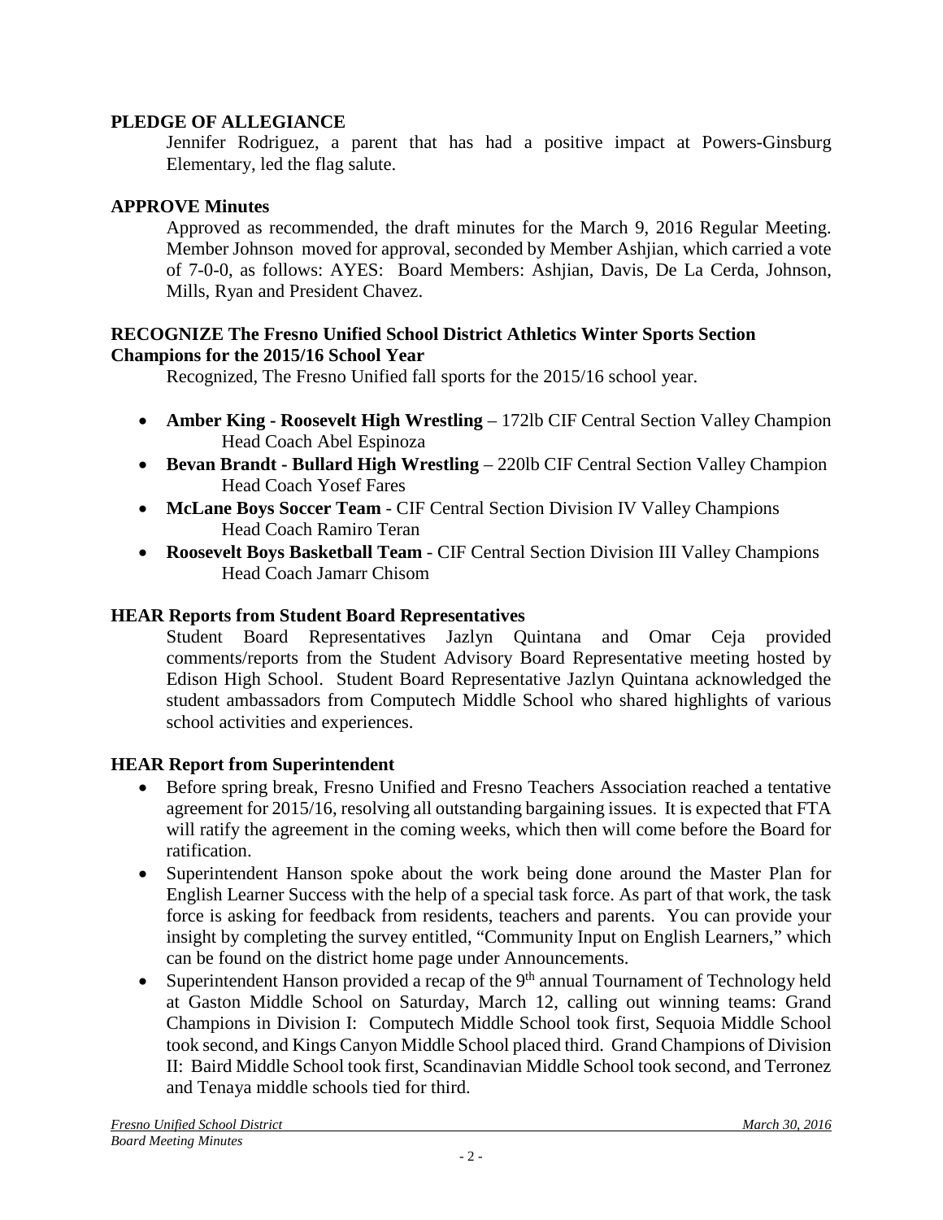**PLEDGE OF ALLEGIANCE**

Jennifer Rodriguez, a parent that has had a positive impact at Powers-Ginsburg Elementary, led the flag salute.

**APPROVE Minutes**

Approved as recommended, the draft minutes for the March 9, 2016 Regular Meeting. Member Johnson moved for approval, seconded by Member Ashjian, which carried a vote of 7-0-0, as follows: AYES: Board Members: Ashjian, Davis, De La Cerda, Johnson, Mills, Ryan and President Chavez.

**RECOGNIZE The Fresno Unified School District Athletics Winter Sports Section Champions for the 2015/16 School Year**

Recognized, The Fresno Unified fall sports for the 2015/16 school year.

- **Amber King - Roosevelt High Wrestling** – 172lb CIF Central Section Valley Champion
  Head Coach Abel Espinoza
- **Bevan Brandt - Bullard High Wrestling** – 220lb CIF Central Section Valley Champion
  Head Coach Yosef Fares
- **McLane Boys Soccer Team** - CIF Central Section Division IV Valley Champions
  Head Coach Ramiro Teran
- **Roosevelt Boys Basketball Team** - CIF Central Section Division III Valley Champions
  Head Coach Jamarr Chisom

**HEAR Reports from Student Board Representatives**

Student Board Representatives Jazlyn Quintana and Omar Ceja provided comments/reports from the Student Advisory Board Representative meeting hosted by Edison High School. Student Board Representative Jazlyn Quintana acknowledged the student ambassadors from Computech Middle School who shared highlights of various school activities and experiences.

**HEAR Report from Superintendent**

- Before spring break, Fresno Unified and Fresno Teachers Association reached a tentative agreement for 2015/16, resolving all outstanding bargaining issues. It is expected that FTA will ratify the agreement in the coming weeks, which then will come before the Board for ratification.
- Superintendent Hanson spoke about the work being done around the Master Plan for English Learner Success with the help of a special task force. As part of that work, the task force is asking for feedback from residents, teachers and parents. You can provide your insight by completing the survey entitled, "Community Input on English Learners," which can be found on the district home page under Announcements.
- Superintendent Hanson provided a recap of the 9th annual Tournament of Technology held at Gaston Middle School on Saturday, March 12, calling out winning teams: Grand Champions in Division I: Computech Middle School took first, Sequoia Middle School took second, and Kings Canyon Middle School placed third. Grand Champions of Division II: Baird Middle School took first, Scandinavian Middle School took second, and Terronez and Tenaya middle schools tied for third.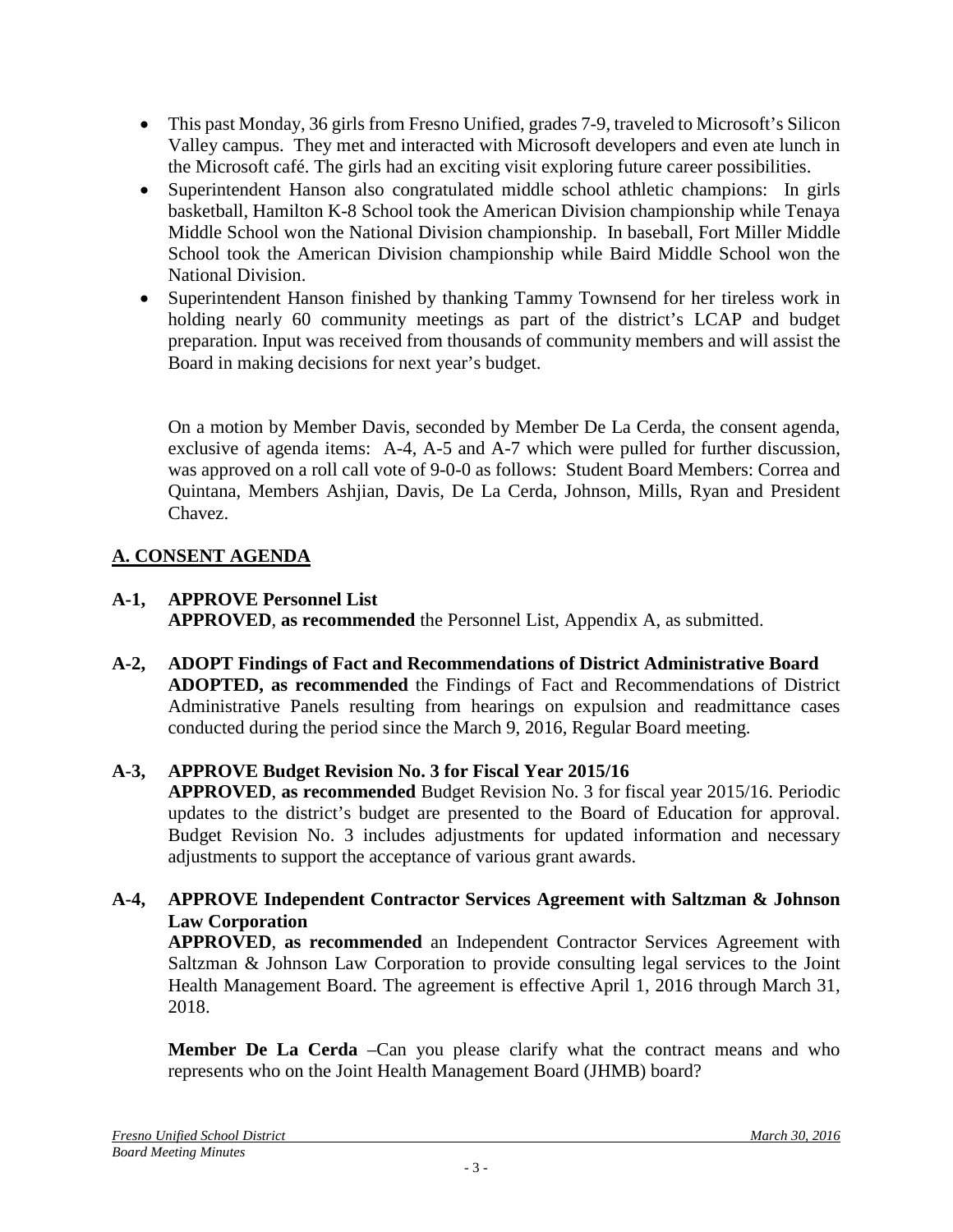- This past Monday, 36 girls from Fresno Unified, grades 7-9, traveled to Microsoft's Silicon Valley campus. They met and interacted with Microsoft developers and even ate lunch in the Microsoft café. The girls had an exciting visit exploring future career possibilities.
- Superintendent Hanson also congratulated middle school athletic champions: In girls basketball, Hamilton K-8 School took the American Division championship while Tenaya Middle School won the National Division championship. In baseball, Fort Miller Middle School took the American Division championship while Baird Middle School won the National Division.
- Superintendent Hanson finished by thanking Tammy Townsend for her tireless work in holding nearly 60 community meetings as part of the district's LCAP and budget preparation. Input was received from thousands of community members and will assist the Board in making decisions for next year's budget.

On a motion by Member Davis, seconded by Member De La Cerda, the consent agenda, exclusive of agenda items: A-4, A-5 and A-7 which were pulled for further discussion, was approved on a roll call vote of 9-0-0 as follows: Student Board Members: Correa and Quintana, Members Ashjian, Davis, De La Cerda, Johnson, Mills, Ryan and President Chavez.

## A. CONSENT AGENDA

**A-1, APPROVE Personnel List**
**APPROVED**, **as recommended** the Personnel List, Appendix A, as submitted.

**A-2, ADOPT Findings of Fact and Recommendations of District Administrative Board**
**ADOPTED, as recommended** the Findings of Fact and Recommendations of District Administrative Panels resulting from hearings on expulsion and readmittance cases conducted during the period since the March 9, 2016, Regular Board meeting.

**A-3, APPROVE Budget Revision No. 3 for Fiscal Year 2015/16**
**APPROVED**, **as recommended** Budget Revision No. 3 for fiscal year 2015/16. Periodic updates to the district's budget are presented to the Board of Education for approval. Budget Revision No. 3 includes adjustments for updated information and necessary adjustments to support the acceptance of various grant awards.

**A-4, APPROVE Independent Contractor Services Agreement with Saltzman & Johnson Law Corporation**
**APPROVED**, **as recommended** an Independent Contractor Services Agreement with Saltzman & Johnson Law Corporation to provide consulting legal services to the Joint Health Management Board. The agreement is effective April 1, 2016 through March 31, 2018.

**Member De La Cerda** –Can you please clarify what the contract means and who represents who on the Joint Health Management Board (JHMB) board?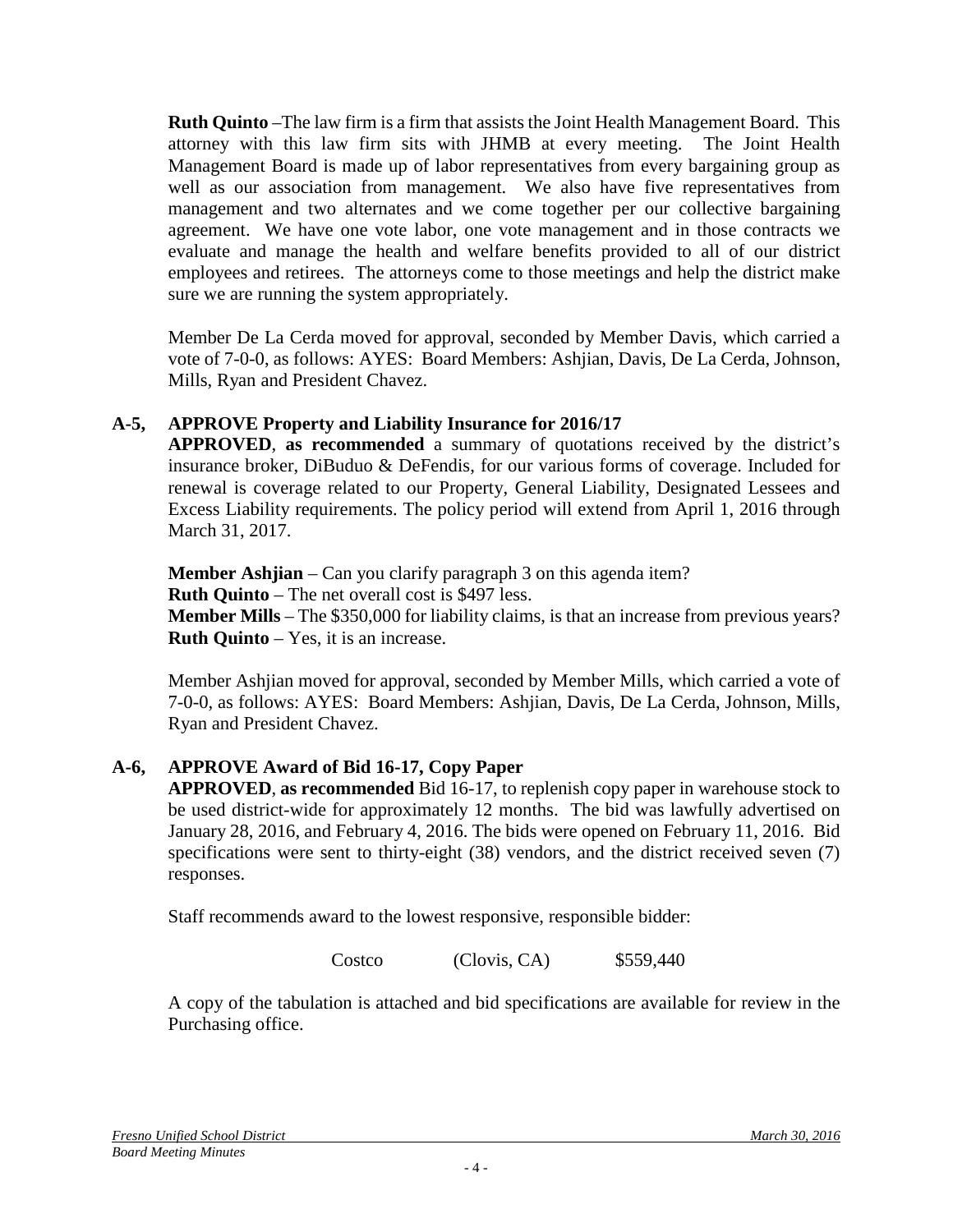**Ruth Quinto** –The law firm is a firm that assists the Joint Health Management Board. This attorney with this law firm sits with JHMB at every meeting. The Joint Health Management Board is made up of labor representatives from every bargaining group as well as our association from management. We also have five representatives from management and two alternates and we come together per our collective bargaining agreement. We have one vote labor, one vote management and in those contracts we evaluate and manage the health and welfare benefits provided to all of our district employees and retirees. The attorneys come to those meetings and help the district make sure we are running the system appropriately.

Member De La Cerda moved for approval, seconded by Member Davis, which carried a vote of 7-0-0, as follows: AYES: Board Members: Ashjian, Davis, De La Cerda, Johnson, Mills, Ryan and President Chavez.

**A-5, APPROVE Property and Liability Insurance for 2016/17**

**APPROVED**, **as recommended** a summary of quotations received by the district's insurance broker, DiBuduo & DeFendis, for our various forms of coverage. Included for renewal is coverage related to our Property, General Liability, Designated Lessees and Excess Liability requirements. The policy period will extend from April 1, 2016 through March 31, 2017.

**Member Ashjian** – Can you clarify paragraph 3 on this agenda item?
**Ruth Quinto** – The net overall cost is $497 less.
**Member Mills** – The $350,000 for liability claims, is that an increase from previous years?
**Ruth Quinto** – Yes, it is an increase.

Member Ashjian moved for approval, seconded by Member Mills, which carried a vote of 7-0-0, as follows: AYES: Board Members: Ashjian, Davis, De La Cerda, Johnson, Mills, Ryan and President Chavez.

**A-6, APPROVE Award of Bid 16-17, Copy Paper**

**APPROVED**, **as recommended** Bid 16-17, to replenish copy paper in warehouse stock to be used district-wide for approximately 12 months. The bid was lawfully advertised on January 28, 2016, and February 4, 2016. The bids were opened on February 11, 2016. Bid specifications were sent to thirty-eight (38) vendors, and the district received seven (7) responses.

Staff recommends award to the lowest responsive, responsible bidder:

Costco (Clovis, CA) $559,440

A copy of the tabulation is attached and bid specifications are available for review in the Purchasing office.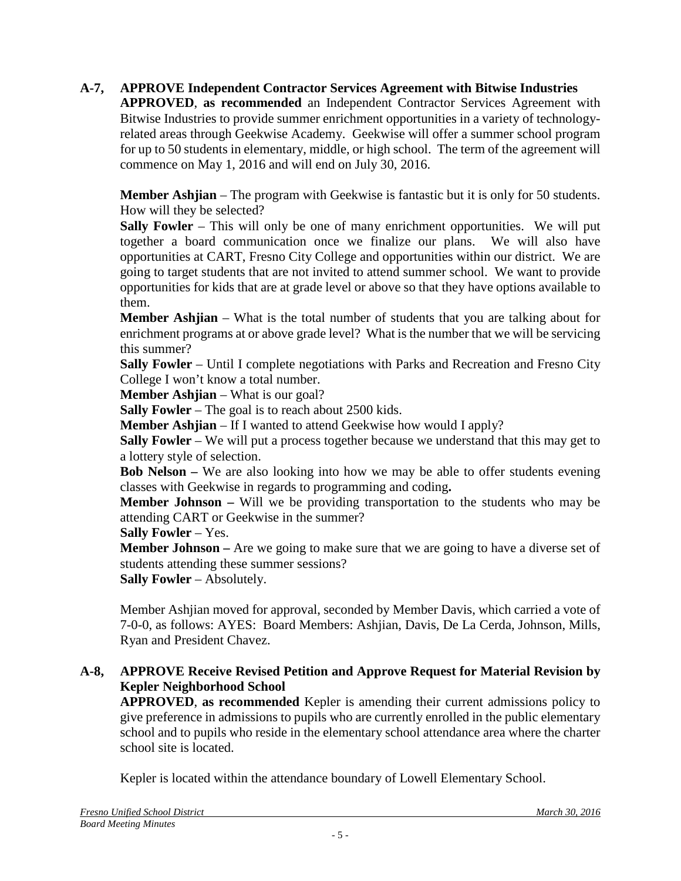**A-7, APPROVE Independent Contractor Services Agreement with Bitwise Industries**

**APPROVED**, **as recommended** an Independent Contractor Services Agreement with Bitwise Industries to provide summer enrichment opportunities in a variety of technology-related areas through Geekwise Academy. Geekwise will offer a summer school program for up to 50 students in elementary, middle, or high school. The term of the agreement will commence on May 1, 2016 and will end on July 30, 2016.

**Member Ashjian** – The program with Geekwise is fantastic but it is only for 50 students. How will they be selected?

**Sally Fowler** – This will only be one of many enrichment opportunities. We will put together a board communication once we finalize our plans. We will also have opportunities at CART, Fresno City College and opportunities within our district. We are going to target students that are not invited to attend summer school. We want to provide opportunities for kids that are at grade level or above so that they have options available to them.

**Member Ashjian** – What is the total number of students that you are talking about for enrichment programs at or above grade level? What is the number that we will be servicing this summer?

**Sally Fowler** – Until I complete negotiations with Parks and Recreation and Fresno City College I won't know a total number.

**Member Ashjian** – What is our goal?

**Sally Fowler** – The goal is to reach about 2500 kids.

**Member Ashjian** – If I wanted to attend Geekwise how would I apply?

**Sally Fowler** – We will put a process together because we understand that this may get to a lottery style of selection.

**Bob Nelson –** We are also looking into how we may be able to offer students evening classes with Geekwise in regards to programming and coding**.**

**Member Johnson –** Will we be providing transportation to the students who may be attending CART or Geekwise in the summer?

**Sally Fowler** – Yes.

**Member Johnson –** Are we going to make sure that we are going to have a diverse set of students attending these summer sessions?

**Sally Fowler** – Absolutely.

Member Ashjian moved for approval, seconded by Member Davis, which carried a vote of 7-0-0, as follows: AYES: Board Members: Ashjian, Davis, De La Cerda, Johnson, Mills, Ryan and President Chavez.

**A-8, APPROVE Receive Revised Petition and Approve Request for Material Revision by Kepler Neighborhood School**

**APPROVED**, **as recommended** Kepler is amending their current admissions policy to give preference in admissions to pupils who are currently enrolled in the public elementary school and to pupils who reside in the elementary school attendance area where the charter school site is located.

Kepler is located within the attendance boundary of Lowell Elementary School.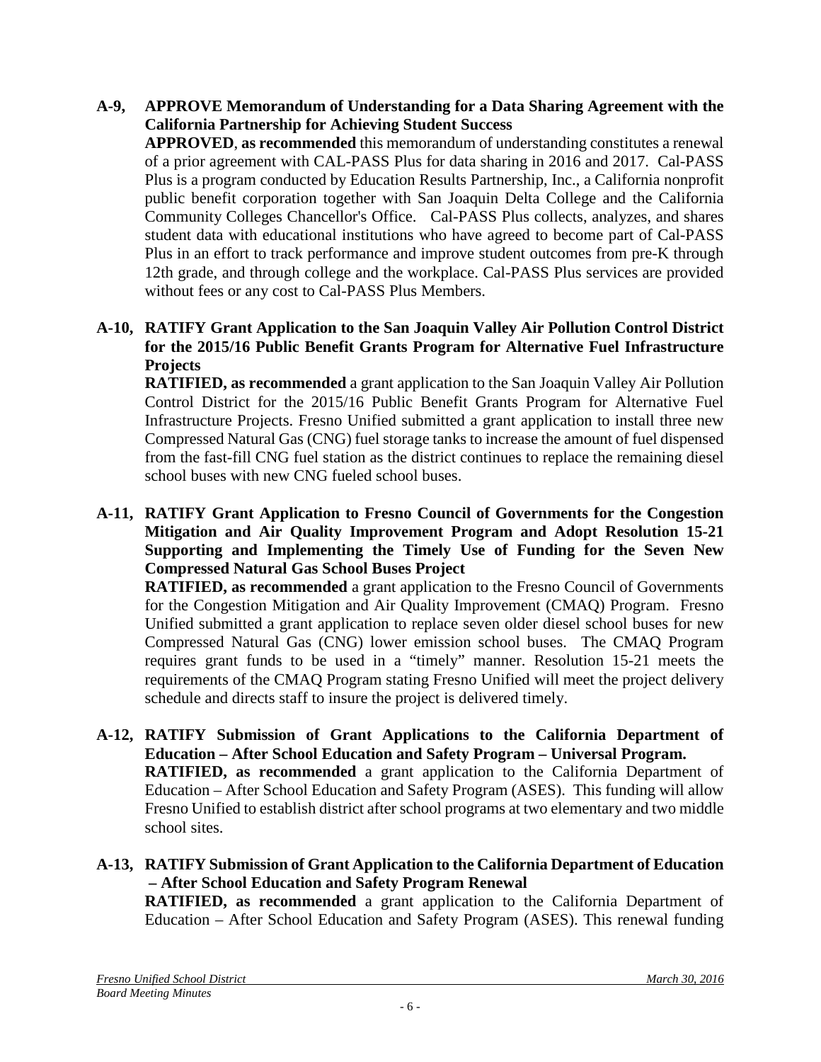**A-9, APPROVE Memorandum of Understanding for a Data Sharing Agreement with the California Partnership for Achieving Student Success**

**APPROVED**, **as recommended** this memorandum of understanding constitutes a renewal of a prior agreement with CAL-PASS Plus for data sharing in 2016 and 2017. Cal-PASS Plus is a program conducted by Education Results Partnership, Inc., a California nonprofit public benefit corporation together with San Joaquin Delta College and the California Community Colleges Chancellor's Office. Cal-PASS Plus collects, analyzes, and shares student data with educational institutions who have agreed to become part of Cal-PASS Plus in an effort to track performance and improve student outcomes from pre-K through 12th grade, and through college and the workplace. Cal-PASS Plus services are provided without fees or any cost to Cal-PASS Plus Members.

**A-10, RATIFY Grant Application to the San Joaquin Valley Air Pollution Control District for the 2015/16 Public Benefit Grants Program for Alternative Fuel Infrastructure Projects**

**RATIFIED, as recommended** a grant application to the San Joaquin Valley Air Pollution Control District for the 2015/16 Public Benefit Grants Program for Alternative Fuel Infrastructure Projects. Fresno Unified submitted a grant application to install three new Compressed Natural Gas (CNG) fuel storage tanks to increase the amount of fuel dispensed from the fast-fill CNG fuel station as the district continues to replace the remaining diesel school buses with new CNG fueled school buses.

**A-11, RATIFY Grant Application to Fresno Council of Governments for the Congestion Mitigation and Air Quality Improvement Program and Adopt Resolution 15-21 Supporting and Implementing the Timely Use of Funding for the Seven New Compressed Natural Gas School Buses Project**

**RATIFIED, as recommended** a grant application to the Fresno Council of Governments for the Congestion Mitigation and Air Quality Improvement (CMAQ) Program. Fresno Unified submitted a grant application to replace seven older diesel school buses for new Compressed Natural Gas (CNG) lower emission school buses. The CMAQ Program requires grant funds to be used in a "timely" manner. Resolution 15-21 meets the requirements of the CMAQ Program stating Fresno Unified will meet the project delivery schedule and directs staff to insure the project is delivered timely.

**A-12, RATIFY Submission of Grant Applications to the California Department of Education – After School Education and Safety Program – Universal Program.**

**RATIFIED, as recommended** a grant application to the California Department of Education – After School Education and Safety Program (ASES). This funding will allow Fresno Unified to establish district after school programs at two elementary and two middle school sites.

**A-13, RATIFY Submission of Grant Application to the California Department of Education – After School Education and Safety Program Renewal**

**RATIFIED, as recommended** a grant application to the California Department of Education – After School Education and Safety Program (ASES). This renewal funding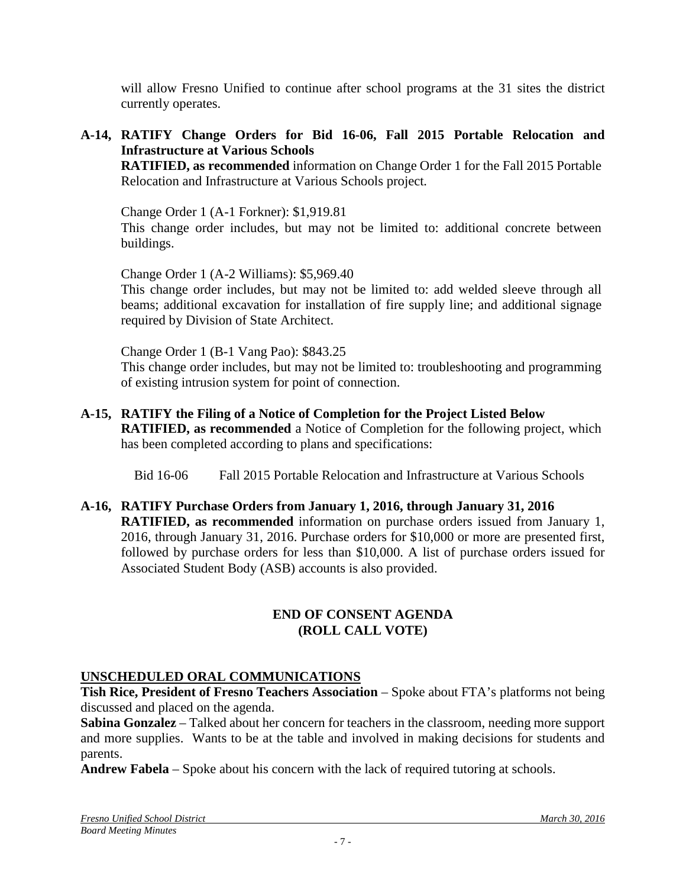will allow Fresno Unified to continue after school programs at the 31 sites the district currently operates.

**A-14, RATIFY Change Orders for Bid 16-06, Fall 2015 Portable Relocation and Infrastructure at Various Schools**
**RATIFIED, as recommended** information on Change Order 1 for the Fall 2015 Portable Relocation and Infrastructure at Various Schools project.

Change Order 1 (A-1 Forkner): $1,919.81
This change order includes, but may not be limited to: additional concrete between buildings.

Change Order 1 (A-2 Williams): $5,969.40
This change order includes, but may not be limited to: add welded sleeve through all beams; additional excavation for installation of fire supply line; and additional signage required by Division of State Architect.

Change Order 1 (B-1 Vang Pao): $843.25
This change order includes, but may not be limited to: troubleshooting and programming of existing intrusion system for point of connection.

**A-15, RATIFY the Filing of a Notice of Completion for the Project Listed Below**
**RATIFIED, as recommended** a Notice of Completion for the following project, which has been completed according to plans and specifications:

Bid 16-06 Fall 2015 Portable Relocation and Infrastructure at Various Schools

**A-16, RATIFY Purchase Orders from January 1, 2016, through January 31, 2016**
**RATIFIED, as recommended** information on purchase orders issued from January 1, 2016, through January 31, 2016. Purchase orders for $10,000 or more are presented first, followed by purchase orders for less than $10,000. A list of purchase orders issued for Associated Student Body (ASB) accounts is also provided.

**END OF CONSENT AGENDA**
**(ROLL CALL VOTE)**

## UNSCHEDULED ORAL COMMUNICATIONS

**Tish Rice, President of Fresno Teachers Association** – Spoke about FTA's platforms not being discussed and placed on the agenda.
**Sabina Gonzalez** – Talked about her concern for teachers in the classroom, needing more support and more supplies. Wants to be at the table and involved in making decisions for students and parents.
**Andrew Fabela** – Spoke about his concern with the lack of required tutoring at schools.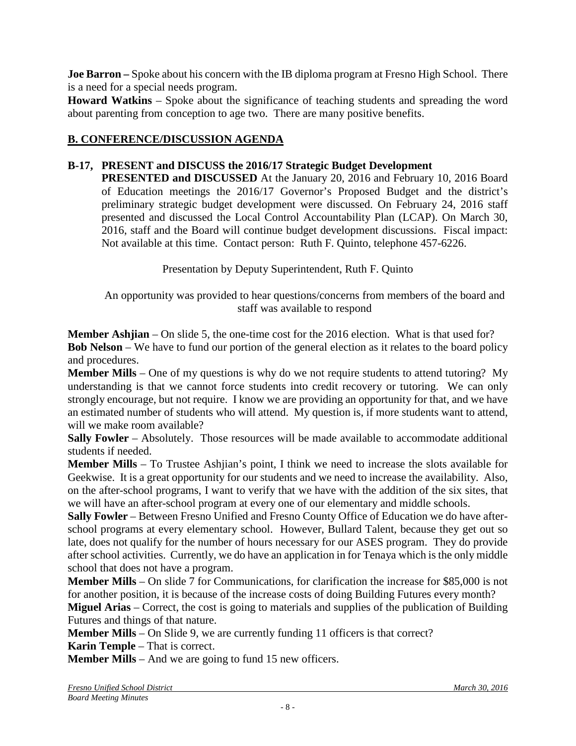**Joe Barron –** Spoke about his concern with the IB diploma program at Fresno High School. There is a need for a special needs program.

**Howard Watkins** – Spoke about the significance of teaching students and spreading the word about parenting from conception to age two. There are many positive benefits.

## B. CONFERENCE/DISCUSSION AGENDA

**B-17, PRESENT and DISCUSS the 2016/17 Strategic Budget Development**

**PRESENTED and DISCUSSED** At the January 20, 2016 and February 10, 2016 Board of Education meetings the 2016/17 Governor's Proposed Budget and the district's preliminary strategic budget development were discussed. On February 24, 2016 staff presented and discussed the Local Control Accountability Plan (LCAP). On March 30, 2016, staff and the Board will continue budget development discussions. Fiscal impact: Not available at this time. Contact person: Ruth F. Quinto, telephone 457-6226.

Presentation by Deputy Superintendent, Ruth F. Quinto

An opportunity was provided to hear questions/concerns from members of the board and staff was available to respond

**Member Ashjian** – On slide 5, the one-time cost for the 2016 election. What is that used for?

**Bob Nelson** – We have to fund our portion of the general election as it relates to the board policy and procedures.

**Member Mills** – One of my questions is why do we not require students to attend tutoring? My understanding is that we cannot force students into credit recovery or tutoring. We can only strongly encourage, but not require. I know we are providing an opportunity for that, and we have an estimated number of students who will attend. My question is, if more students want to attend, will we make room available?

**Sally Fowler** – Absolutely. Those resources will be made available to accommodate additional students if needed.

**Member Mills** – To Trustee Ashjian's point, I think we need to increase the slots available for Geekwise. It is a great opportunity for our students and we need to increase the availability. Also, on the after-school programs, I want to verify that we have with the addition of the six sites, that we will have an after-school program at every one of our elementary and middle schools.

**Sally Fowler** – Between Fresno Unified and Fresno County Office of Education we do have after-school programs at every elementary school. However, Bullard Talent, because they get out so late, does not qualify for the number of hours necessary for our ASES program. They do provide after school activities. Currently, we do have an application in for Tenaya which is the only middle school that does not have a program.

**Member Mills** – On slide 7 for Communications, for clarification the increase for $85,000 is not for another position, it is because of the increase costs of doing Building Futures every month?

**Miguel Arias** – Correct, the cost is going to materials and supplies of the publication of Building Futures and things of that nature.

**Member Mills** – On Slide 9, we are currently funding 11 officers is that correct?

**Karin Temple** – That is correct.

**Member Mills** – And we are going to fund 15 new officers.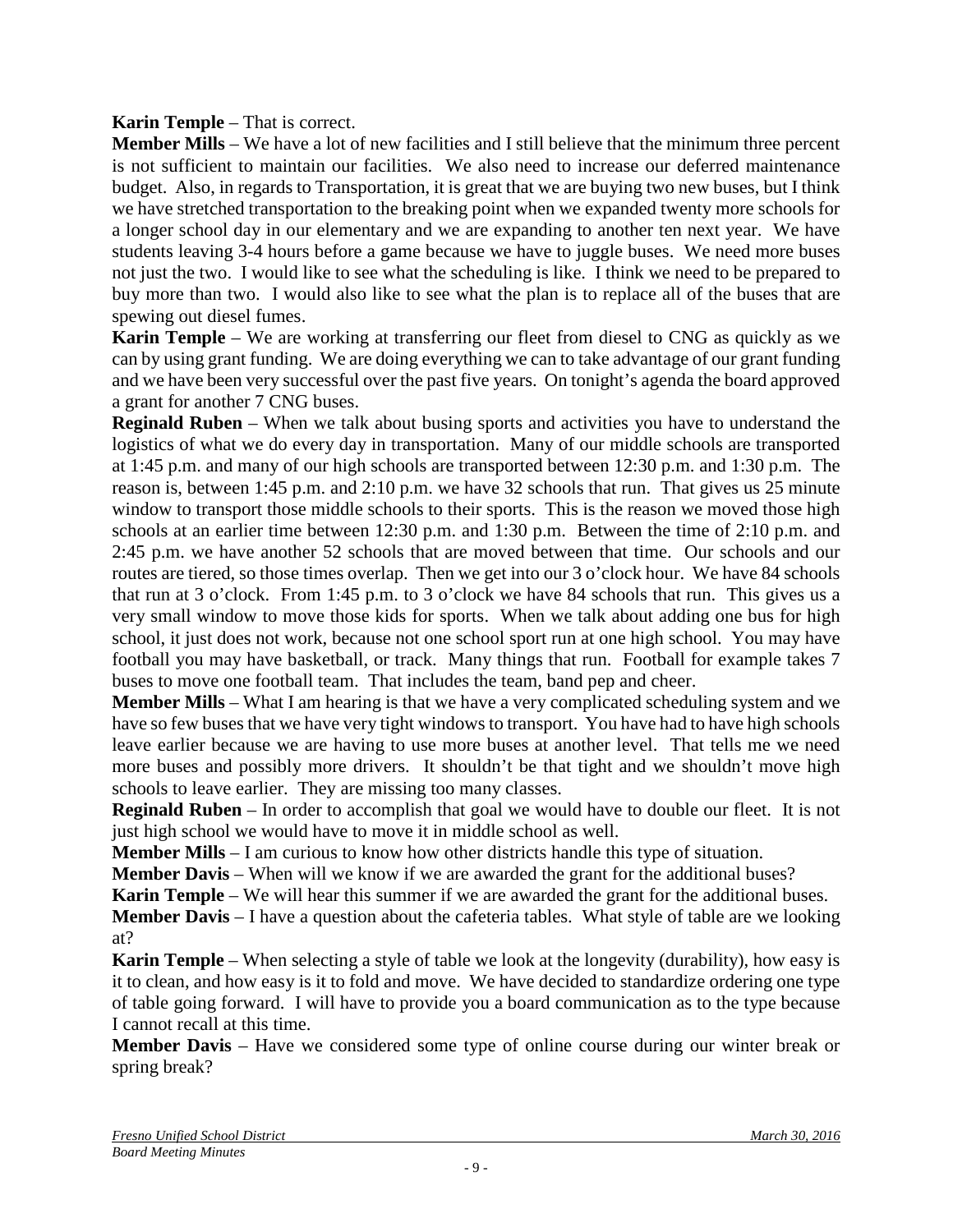**Karin Temple** – That is correct.

**Member Mills** – We have a lot of new facilities and I still believe that the minimum three percent is not sufficient to maintain our facilities. We also need to increase our deferred maintenance budget. Also, in regards to Transportation, it is great that we are buying two new buses, but I think we have stretched transportation to the breaking point when we expanded twenty more schools for a longer school day in our elementary and we are expanding to another ten next year. We have students leaving 3-4 hours before a game because we have to juggle buses. We need more buses not just the two. I would like to see what the scheduling is like. I think we need to be prepared to buy more than two. I would also like to see what the plan is to replace all of the buses that are spewing out diesel fumes.

**Karin Temple** – We are working at transferring our fleet from diesel to CNG as quickly as we can by using grant funding. We are doing everything we can to take advantage of our grant funding and we have been very successful over the past five years. On tonight's agenda the board approved a grant for another 7 CNG buses.

**Reginald Ruben** – When we talk about busing sports and activities you have to understand the logistics of what we do every day in transportation. Many of our middle schools are transported at 1:45 p.m. and many of our high schools are transported between 12:30 p.m. and 1:30 p.m. The reason is, between 1:45 p.m. and 2:10 p.m. we have 32 schools that run. That gives us 25 minute window to transport those middle schools to their sports. This is the reason we moved those high schools at an earlier time between 12:30 p.m. and 1:30 p.m. Between the time of 2:10 p.m. and 2:45 p.m. we have another 52 schools that are moved between that time. Our schools and our routes are tiered, so those times overlap. Then we get into our 3 o'clock hour. We have 84 schools that run at 3 o'clock. From 1:45 p.m. to 3 o'clock we have 84 schools that run. This gives us a very small window to move those kids for sports. When we talk about adding one bus for high school, it just does not work, because not one school sport run at one high school. You may have football you may have basketball, or track. Many things that run. Football for example takes 7 buses to move one football team. That includes the team, band pep and cheer.

**Member Mills** – What I am hearing is that we have a very complicated scheduling system and we have so few buses that we have very tight windows to transport. You have had to have high schools leave earlier because we are having to use more buses at another level. That tells me we need more buses and possibly more drivers. It shouldn't be that tight and we shouldn't move high schools to leave earlier. They are missing too many classes.

**Reginald Ruben** – In order to accomplish that goal we would have to double our fleet. It is not just high school we would have to move it in middle school as well.

**Member Mills** – I am curious to know how other districts handle this type of situation.

**Member Davis** – When will we know if we are awarded the grant for the additional buses?

**Karin Temple** – We will hear this summer if we are awarded the grant for the additional buses.

**Member Davis** – I have a question about the cafeteria tables. What style of table are we looking at?

**Karin Temple** – When selecting a style of table we look at the longevity (durability), how easy is it to clean, and how easy is it to fold and move. We have decided to standardize ordering one type of table going forward. I will have to provide you a board communication as to the type because I cannot recall at this time.

**Member Davis** – Have we considered some type of online course during our winter break or spring break?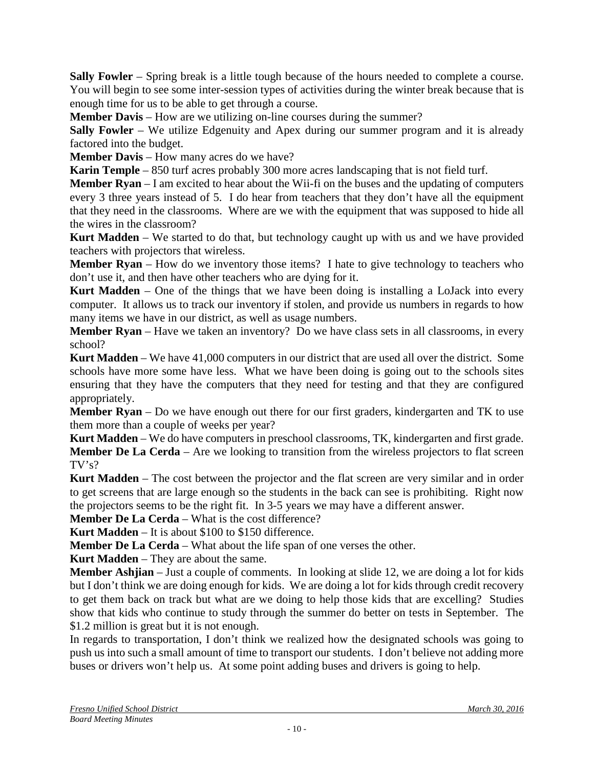**Sally Fowler** – Spring break is a little tough because of the hours needed to complete a course. You will begin to see some inter-session types of activities during the winter break because that is enough time for us to be able to get through a course.

**Member Davis** – How are we utilizing on-line courses during the summer?

**Sally Fowler** – We utilize Edgenuity and Apex during our summer program and it is already factored into the budget.

**Member Davis** – How many acres do we have?

**Karin Temple** – 850 turf acres probably 300 more acres landscaping that is not field turf.

**Member Ryan** – I am excited to hear about the Wii-fi on the buses and the updating of computers every 3 three years instead of 5. I do hear from teachers that they don't have all the equipment that they need in the classrooms. Where are we with the equipment that was supposed to hide all the wires in the classroom?

**Kurt Madden** – We started to do that, but technology caught up with us and we have provided teachers with projectors that wireless.

**Member Ryan** – How do we inventory those items? I hate to give technology to teachers who don't use it, and then have other teachers who are dying for it.

**Kurt Madden** – One of the things that we have been doing is installing a LoJack into every computer. It allows us to track our inventory if stolen, and provide us numbers in regards to how many items we have in our district, as well as usage numbers.

**Member Ryan** – Have we taken an inventory? Do we have class sets in all classrooms, in every school?

**Kurt Madden** – We have 41,000 computers in our district that are used all over the district. Some schools have more some have less. What we have been doing is going out to the schools sites ensuring that they have the computers that they need for testing and that they are configured appropriately.

**Member Ryan** – Do we have enough out there for our first graders, kindergarten and TK to use them more than a couple of weeks per year?

**Kurt Madden** – We do have computers in preschool classrooms, TK, kindergarten and first grade.

**Member De La Cerda** – Are we looking to transition from the wireless projectors to flat screen TV's?

**Kurt Madden** – The cost between the projector and the flat screen are very similar and in order to get screens that are large enough so the students in the back can see is prohibiting. Right now the projectors seems to be the right fit. In 3-5 years we may have a different answer.

**Member De La Cerda** – What is the cost difference?

**Kurt Madden** – It is about $100 to $150 difference.

**Member De La Cerda** – What about the life span of one verses the other.

**Kurt Madden** – They are about the same.

**Member Ashjian** – Just a couple of comments. In looking at slide 12, we are doing a lot for kids but I don't think we are doing enough for kids. We are doing a lot for kids through credit recovery to get them back on track but what are we doing to help those kids that are excelling? Studies show that kids who continue to study through the summer do better on tests in September. The $1.2 million is great but it is not enough.

In regards to transportation, I don't think we realized how the designated schools was going to push us into such a small amount of time to transport our students. I don't believe not adding more buses or drivers won't help us. At some point adding buses and drivers is going to help.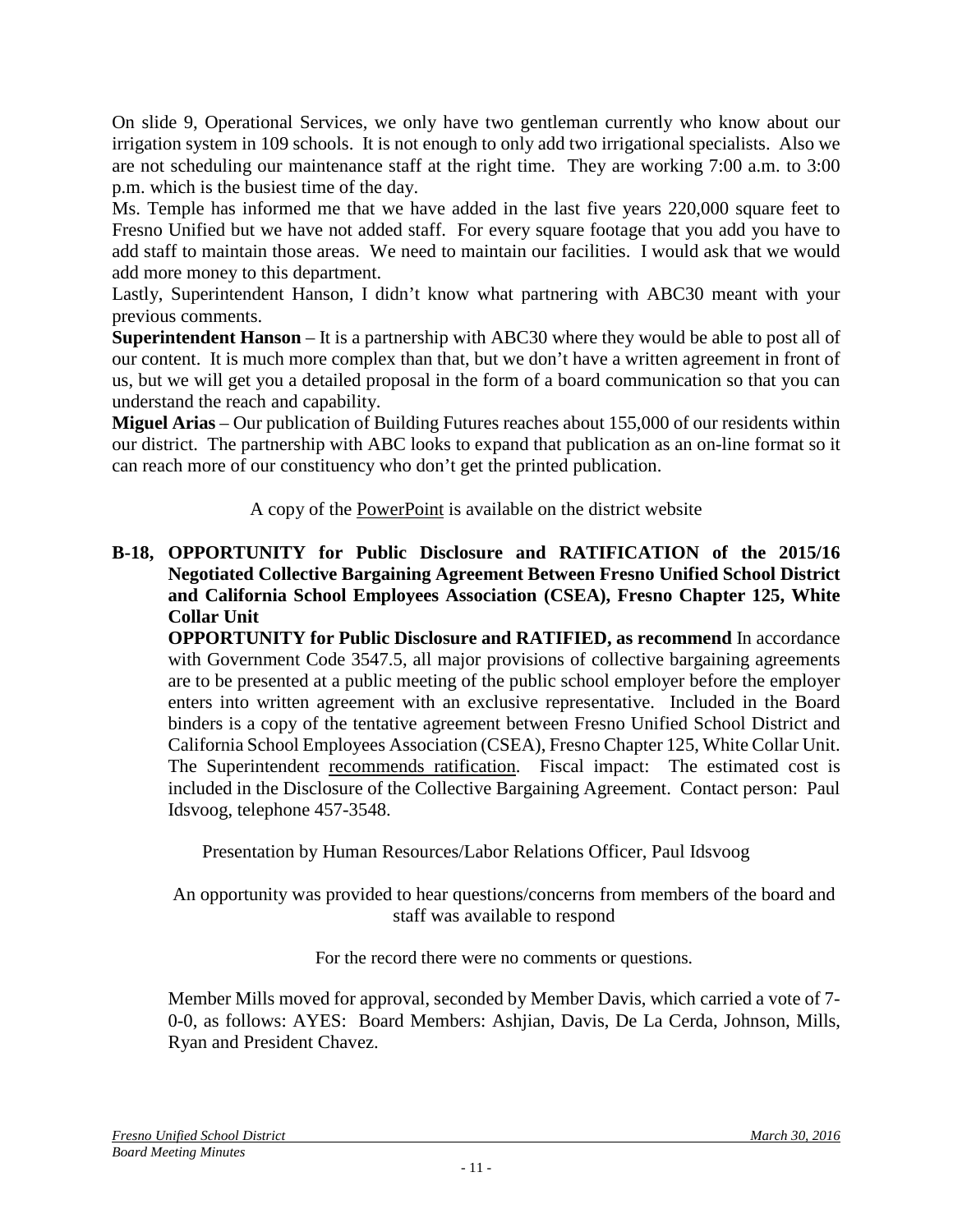On slide 9, Operational Services, we only have two gentleman currently who know about our irrigation system in 109 schools. It is not enough to only add two irrigational specialists. Also we are not scheduling our maintenance staff at the right time. They are working 7:00 a.m. to 3:00 p.m. which is the busiest time of the day.

Ms. Temple has informed me that we have added in the last five years 220,000 square feet to Fresno Unified but we have not added staff. For every square footage that you add you have to add staff to maintain those areas. We need to maintain our facilities. I would ask that we would add more money to this department.

Lastly, Superintendent Hanson, I didn't know what partnering with ABC30 meant with your previous comments.

**Superintendent Hanson** – It is a partnership with ABC30 where they would be able to post all of our content. It is much more complex than that, but we don't have a written agreement in front of us, but we will get you a detailed proposal in the form of a board communication so that you can understand the reach and capability.

**Miguel Arias** – Our publication of Building Futures reaches about 155,000 of our residents within our district. The partnership with ABC looks to expand that publication as an on-line format so it can reach more of our constituency who don't get the printed publication.

A copy of the PowerPoint is available on the district website

**B-18, OPPORTUNITY for Public Disclosure and RATIFICATION of the 2015/16 Negotiated Collective Bargaining Agreement Between Fresno Unified School District and California School Employees Association (CSEA), Fresno Chapter 125, White Collar Unit**

**OPPORTUNITY for Public Disclosure and RATIFIED, as recommend** In accordance with Government Code 3547.5, all major provisions of collective bargaining agreements are to be presented at a public meeting of the public school employer before the employer enters into written agreement with an exclusive representative. Included in the Board binders is a copy of the tentative agreement between Fresno Unified School District and California School Employees Association (CSEA), Fresno Chapter 125, White Collar Unit. The Superintendent recommends ratification. Fiscal impact: The estimated cost is included in the Disclosure of the Collective Bargaining Agreement. Contact person: Paul Idsvoog, telephone 457-3548.

Presentation by Human Resources/Labor Relations Officer, Paul Idsvoog

An opportunity was provided to hear questions/concerns from members of the board and staff was available to respond

For the record there were no comments or questions.

Member Mills moved for approval, seconded by Member Davis, which carried a vote of 7-0-0, as follows: AYES: Board Members: Ashjian, Davis, De La Cerda, Johnson, Mills, Ryan and President Chavez.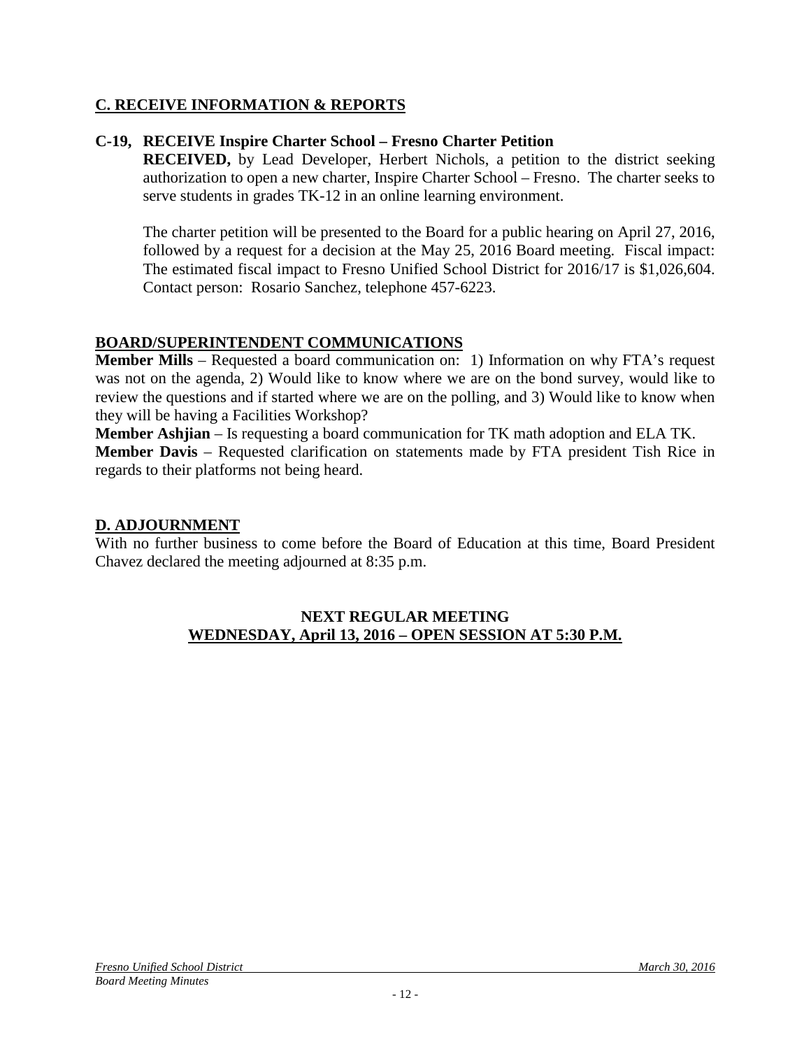## C. RECEIVE INFORMATION & REPORTS

**C-19, RECEIVE Inspire Charter School – Fresno Charter Petition**

**RECEIVED,** by Lead Developer, Herbert Nichols, a petition to the district seeking authorization to open a new charter, Inspire Charter School – Fresno. The charter seeks to serve students in grades TK-12 in an online learning environment.

The charter petition will be presented to the Board for a public hearing on April 27, 2016, followed by a request for a decision at the May 25, 2016 Board meeting. Fiscal impact: The estimated fiscal impact to Fresno Unified School District for 2016/17 is $1,026,604. Contact person: Rosario Sanchez, telephone 457-6223.

## BOARD/SUPERINTENDENT COMMUNICATIONS

**Member Mills** – Requested a board communication on: 1) Information on why FTA's request was not on the agenda, 2) Would like to know where we are on the bond survey, would like to review the questions and if started where we are on the polling, and 3) Would like to know when they will be having a Facilities Workshop?

**Member Ashjian** – Is requesting a board communication for TK math adoption and ELA TK.

**Member Davis** – Requested clarification on statements made by FTA president Tish Rice in regards to their platforms not being heard.

## D. ADJOURNMENT

With no further business to come before the Board of Education at this time, Board President Chavez declared the meeting adjourned at 8:35 p.m.

**NEXT REGULAR MEETING**
**WEDNESDAY, April 13, 2016 – OPEN SESSION AT 5:30 P.M.**